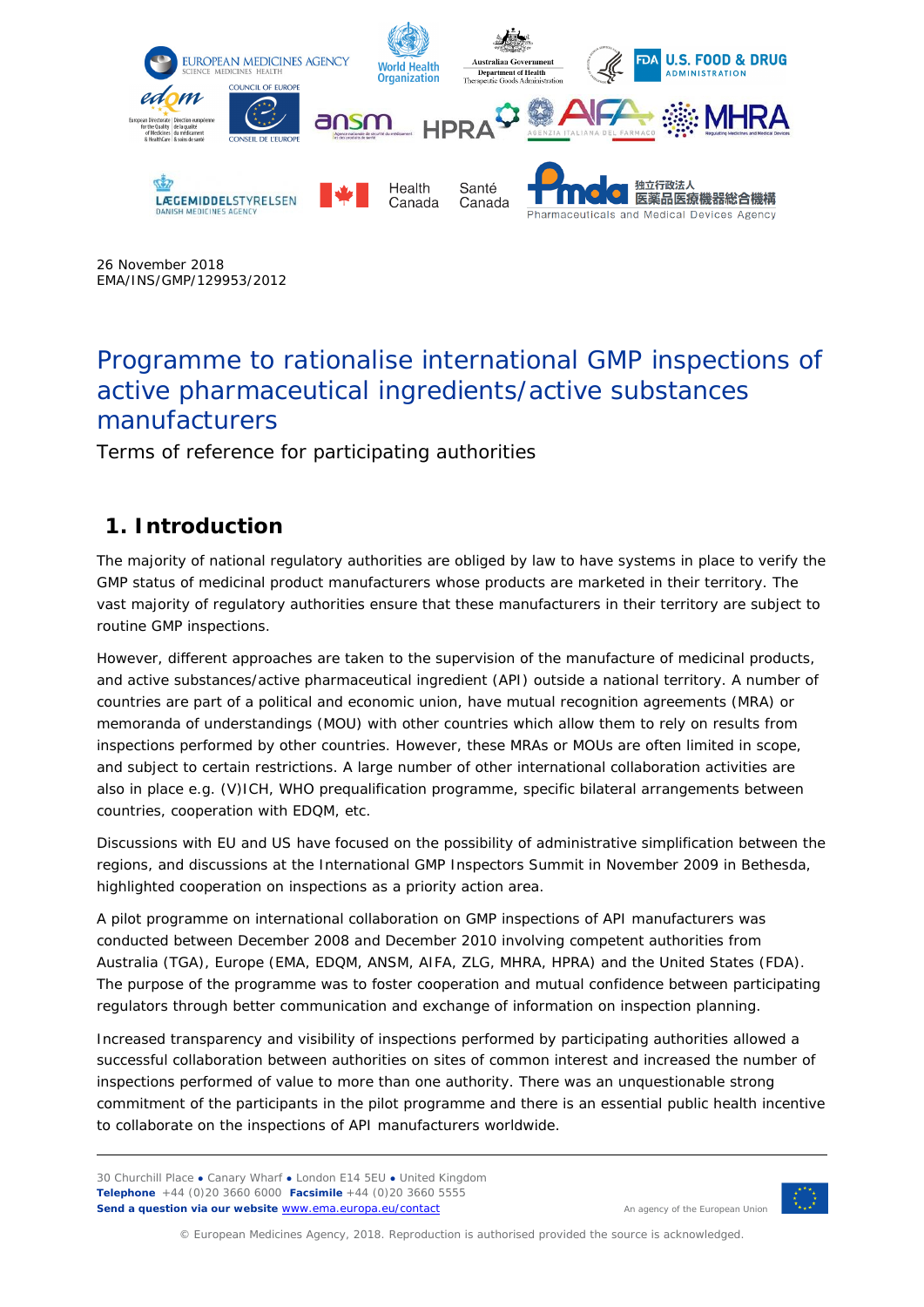26 November 2018
EMA/INS/GMP/129953/2012

# Programme to rationalise international GMP inspections of active pharmaceutical ingredients/active substances manufacturers

Terms of reference for participating authorities

## 1. Introduction

The majority of national regulatory authorities are obliged by law to have systems in place to verify the GMP status of medicinal product manufacturers whose products are marketed in their territory. The vast majority of regulatory authorities ensure that these manufacturers in their territory are subject to routine GMP inspections.

However, different approaches are taken to the supervision of the manufacture of medicinal products, and active substances/active pharmaceutical ingredient (API) outside a national territory. A number of countries are part of a political and economic union, have mutual recognition agreements (MRA) or memoranda of understandings (MOU) with other countries which allow them to rely on results from inspections performed by other countries. However, these MRAs or MOUs are often limited in scope, and subject to certain restrictions. A large number of other international collaboration activities are also in place e.g. (V)ICH, WHO prequalification programme, specific bilateral arrangements between countries, cooperation with EDQM, etc.

Discussions with EU and US have focused on the possibility of administrative simplification between the regions, and discussions at the International GMP Inspectors Summit in November 2009 in Bethesda, highlighted cooperation on inspections as a priority action area.

A pilot programme on international collaboration on GMP inspections of API manufacturers was conducted between December 2008 and December 2010 involving competent authorities from Australia (TGA), Europe (EMA, EDQM, ANSM, AIFA, ZLG, MHRA, HPRA) and the United States (FDA). The purpose of the programme was to foster cooperation and mutual confidence between participating regulators through better communication and exchange of information on inspection planning.

Increased transparency and visibility of inspections performed by participating authorities allowed a successful collaboration between authorities on sites of common interest and increased the number of inspections performed of value to more than one authority. There was an unquestionable strong commitment of the participants in the pilot programme and there is an essential public health incentive to collaborate on the inspections of API manufacturers worldwide.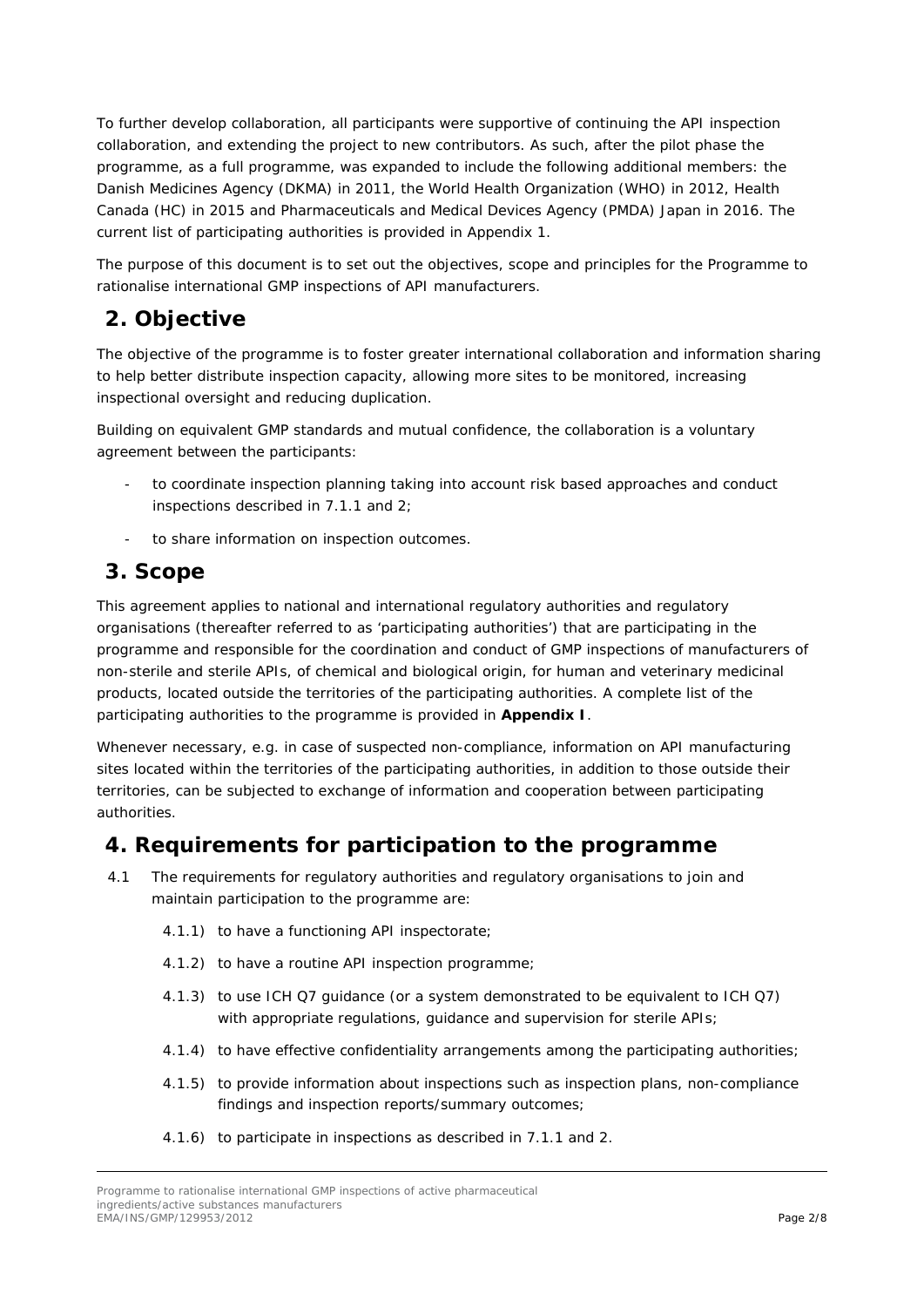To further develop collaboration, all participants were supportive of continuing the API inspection collaboration, and extending the project to new contributors. As such, after the pilot phase the programme, as a full programme, was expanded to include the following additional members: the Danish Medicines Agency (DKMA) in 2011, the World Health Organization (WHO) in 2012, Health Canada (HC) in 2015 and Pharmaceuticals and Medical Devices Agency (PMDA) Japan in 2016. The current list of participating authorities is provided in Appendix 1.

The purpose of this document is to set out the objectives, scope and principles for the Programme to rationalise international GMP inspections of API manufacturers.

## 2. Objective

The objective of the programme is to foster greater international collaboration and information sharing to help better distribute inspection capacity, allowing more sites to be monitored, increasing inspectional oversight and reducing duplication.

Building on equivalent GMP standards and mutual confidence, the collaboration is a voluntary agreement between the participants:

- to coordinate inspection planning taking into account risk based approaches and conduct inspections described in 7.1.1 and 2;
- to share information on inspection outcomes.

## 3. Scope

This agreement applies to national and international regulatory authorities and regulatory organisations (thereafter referred to as 'participating authorities') that are participating in the programme and responsible for the coordination and conduct of GMP inspections of manufacturers of non-sterile and sterile APIs, of chemical and biological origin, for human and veterinary medicinal products, located outside the territories of the participating authorities. A complete list of the participating authorities to the programme is provided in **Appendix I**.

Whenever necessary, e.g. in case of suspected non-compliance, information on API manufacturing sites located within the territories of the participating authorities, in addition to those outside their territories, can be subjected to exchange of information and cooperation between participating authorities.

## 4. Requirements for participation to the programme

4.1 The requirements for regulatory authorities and regulatory organisations to join and maintain participation to the programme are:

4.1.1) to have a functioning API inspectorate;

4.1.2) to have a routine API inspection programme;

4.1.3) to use ICH Q7 guidance (or a system demonstrated to be equivalent to ICH Q7) with appropriate regulations, guidance and supervision for sterile APIs;

4.1.4) to have effective confidentiality arrangements among the participating authorities;

4.1.5) to provide information about inspections such as inspection plans, non-compliance findings and inspection reports/summary outcomes;

4.1.6) to participate in inspections as described in 7.1.1 and 2.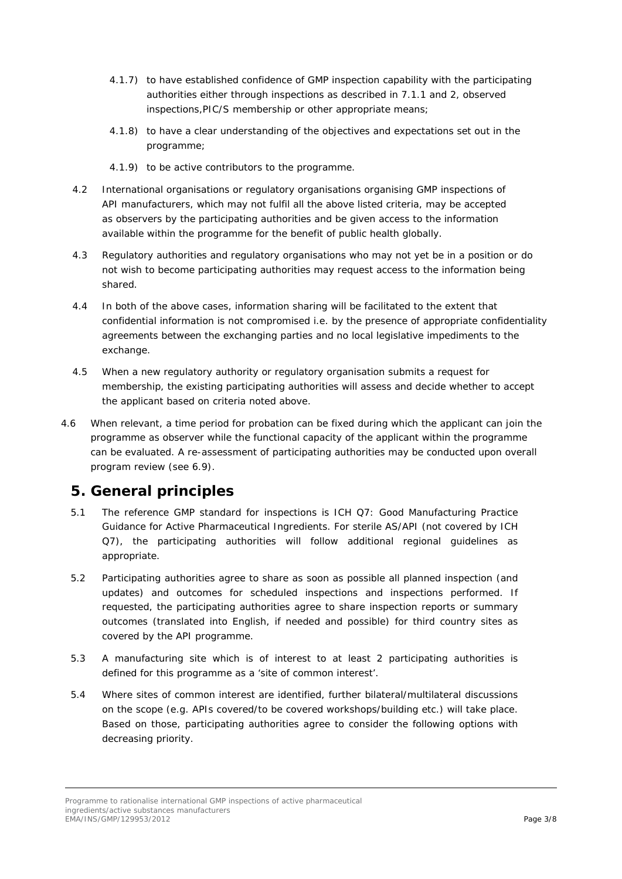4.1.7) to have established confidence of GMP inspection capability with the participating authorities either through inspections as described in 7.1.1 and 2, observed inspections,PIC/S membership or other appropriate means;

4.1.8) to have a clear understanding of the objectives and expectations set out in the programme;

4.1.9) to be active contributors to the programme.

4.2 International organisations or regulatory organisations organising GMP inspections of API manufacturers, which may not fulfil all the above listed criteria, may be accepted as observers by the participating authorities and be given access to the information available within the programme for the benefit of public health globally.

4.3 Regulatory authorities and regulatory organisations who may not yet be in a position or do not wish to become participating authorities may request access to the information being shared.

4.4 In both of the above cases, information sharing will be facilitated to the extent that confidential information is not compromised i.e. by the presence of appropriate confidentiality agreements between the exchanging parties and no local legislative impediments to the exchange.

4.5 When a new regulatory authority or regulatory organisation submits a request for membership, the existing participating authorities will assess and decide whether to accept the applicant based on criteria noted above.

4.6 When relevant, a time period for probation can be fixed during which the applicant can join the programme as observer while the functional capacity of the applicant within the programme can be evaluated. A re-assessment of participating authorities may be conducted upon overall program review (see 6.9).

## 5. General principles

5.1 The reference GMP standard for inspections is ICH Q7: Good Manufacturing Practice Guidance for Active Pharmaceutical Ingredients. For sterile AS/API (not covered by ICH Q7), the participating authorities will follow additional regional guidelines as appropriate.

5.2 Participating authorities agree to share as soon as possible all planned inspection (and updates) and outcomes for scheduled inspections and inspections performed. If requested, the participating authorities agree to share inspection reports or summary outcomes (translated into English, if needed and possible) for third country sites as covered by the API programme.

5.3 A manufacturing site which is of interest to at least 2 participating authorities is defined for this programme as a 'site of common interest'.

5.4 Where sites of common interest are identified, further bilateral/multilateral discussions on the scope (e.g. APIs covered/to be covered workshops/building etc.) will take place. Based on those, participating authorities agree to consider the following options with decreasing priority.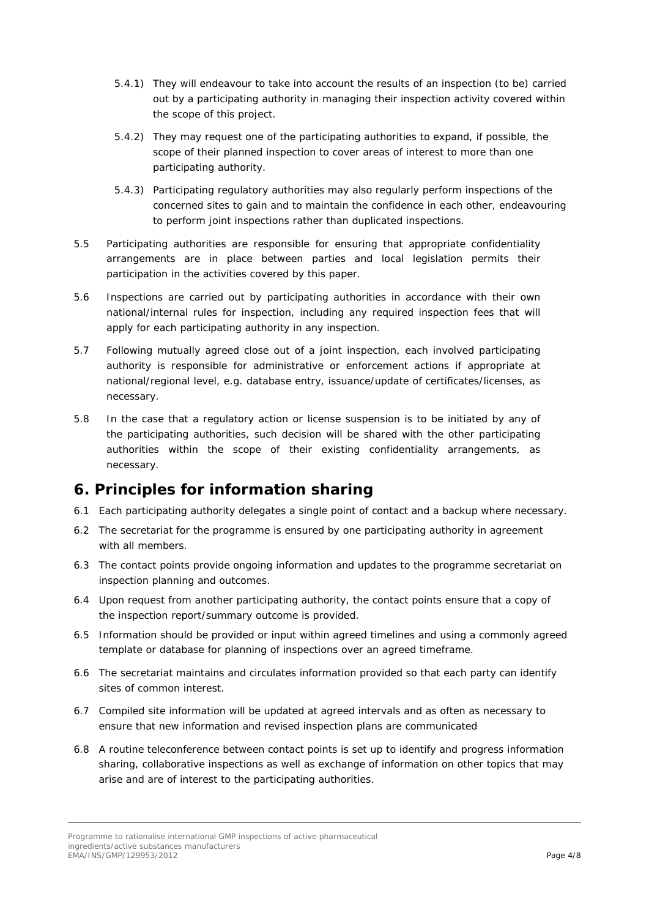5.4.1) They will endeavour to take into account the results of an inspection (to be) carried out by a participating authority in managing their inspection activity covered within the scope of this project.

5.4.2) They may request one of the participating authorities to expand, if possible, the scope of their planned inspection to cover areas of interest to more than one participating authority.

5.4.3) Participating regulatory authorities may also regularly perform inspections of the concerned sites to gain and to maintain the confidence in each other, endeavouring to perform joint inspections rather than duplicated inspections.

5.5 Participating authorities are responsible for ensuring that appropriate confidentiality arrangements are in place between parties and local legislation permits their participation in the activities covered by this paper.

5.6 Inspections are carried out by participating authorities in accordance with their own national/internal rules for inspection, including any required inspection fees that will apply for each participating authority in any inspection.

5.7 Following mutually agreed close out of a joint inspection, each involved participating authority is responsible for administrative or enforcement actions if appropriate at national/regional level, e.g. database entry, issuance/update of certificates/licenses, as necessary.

5.8 In the case that a regulatory action or license suspension is to be initiated by any of the participating authorities, such decision will be shared with the other participating authorities within the scope of their existing confidentiality arrangements, as necessary.

## 6. Principles for information sharing

6.1 Each participating authority delegates a single point of contact and a backup where necessary.

6.2 The secretariat for the programme is ensured by one participating authority in agreement with all members.

6.3 The contact points provide ongoing information and updates to the programme secretariat on inspection planning and outcomes.

6.4 Upon request from another participating authority, the contact points ensure that a copy of the inspection report/summary outcome is provided.

6.5 Information should be provided or input within agreed timelines and using a commonly agreed template or database for planning of inspections over an agreed timeframe.

6.6 The secretariat maintains and circulates information provided so that each party can identify sites of common interest.

6.7 Compiled site information will be updated at agreed intervals and as often as necessary to ensure that new information and revised inspection plans are communicated

6.8 A routine teleconference between contact points is set up to identify and progress information sharing, collaborative inspections as well as exchange of information on other topics that may arise and are of interest to the participating authorities.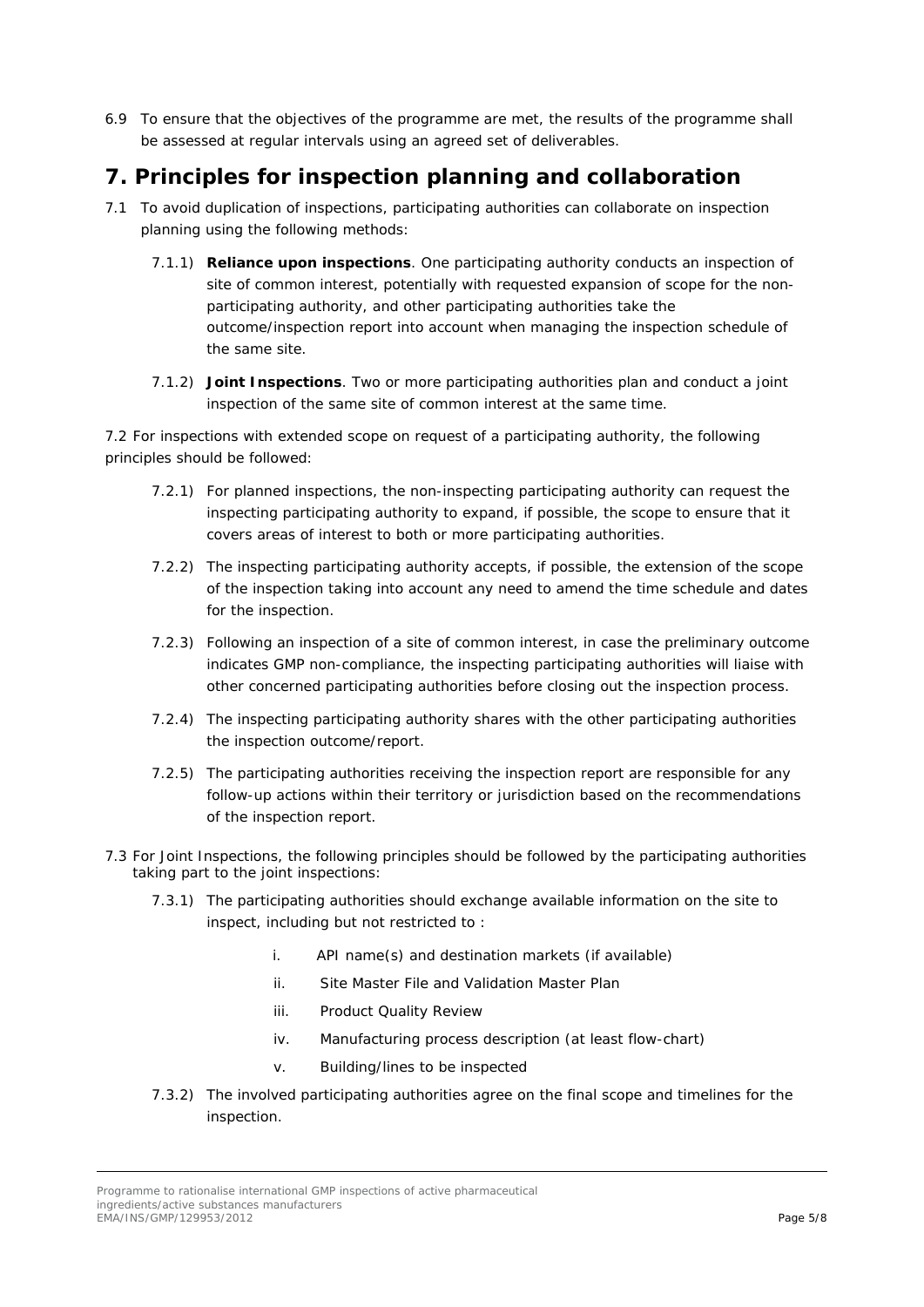6.9 To ensure that the objectives of the programme are met, the results of the programme shall be assessed at regular intervals using an agreed set of deliverables.

## 7. Principles for inspection planning and collaboration

7.1 To avoid duplication of inspections, participating authorities can collaborate on inspection planning using the following methods:

- 7.1.1) **Reliance upon inspections**. One participating authority conducts an inspection of site of common interest, potentially with requested expansion of scope for the non-participating authority, and other participating authorities take the outcome/inspection report into account when managing the inspection schedule of the same site.
- 7.1.2) **Joint Inspections**. Two or more participating authorities plan and conduct a joint inspection of the same site of common interest at the same time.

7.2 For inspections with extended scope on request of a participating authority, the following principles should be followed:

- 7.2.1) For planned inspections, the non-inspecting participating authority can request the inspecting participating authority to expand, if possible, the scope to ensure that it covers areas of interest to both or more participating authorities.
- 7.2.2) The inspecting participating authority accepts, if possible, the extension of the scope of the inspection taking into account any need to amend the time schedule and dates for the inspection.
- 7.2.3) Following an inspection of a site of common interest, in case the preliminary outcome indicates GMP non-compliance, the inspecting participating authorities will liaise with other concerned participating authorities before closing out the inspection process.
- 7.2.4) The inspecting participating authority shares with the other participating authorities the inspection outcome/report.
- 7.2.5) The participating authorities receiving the inspection report are responsible for any follow-up actions within their territory or jurisdiction based on the recommendations of the inspection report.

7.3 For Joint Inspections, the following principles should be followed by the participating authorities taking part to the joint inspections:

- 7.3.1) The participating authorities should exchange available information on the site to inspect, including but not restricted to :
  - i. API name(s) and destination markets (if available)
  - ii. Site Master File and Validation Master Plan
  - iii. Product Quality Review
  - iv. Manufacturing process description (at least flow-chart)
  - v. Building/lines to be inspected
- 7.3.2) The involved participating authorities agree on the final scope and timelines for the inspection.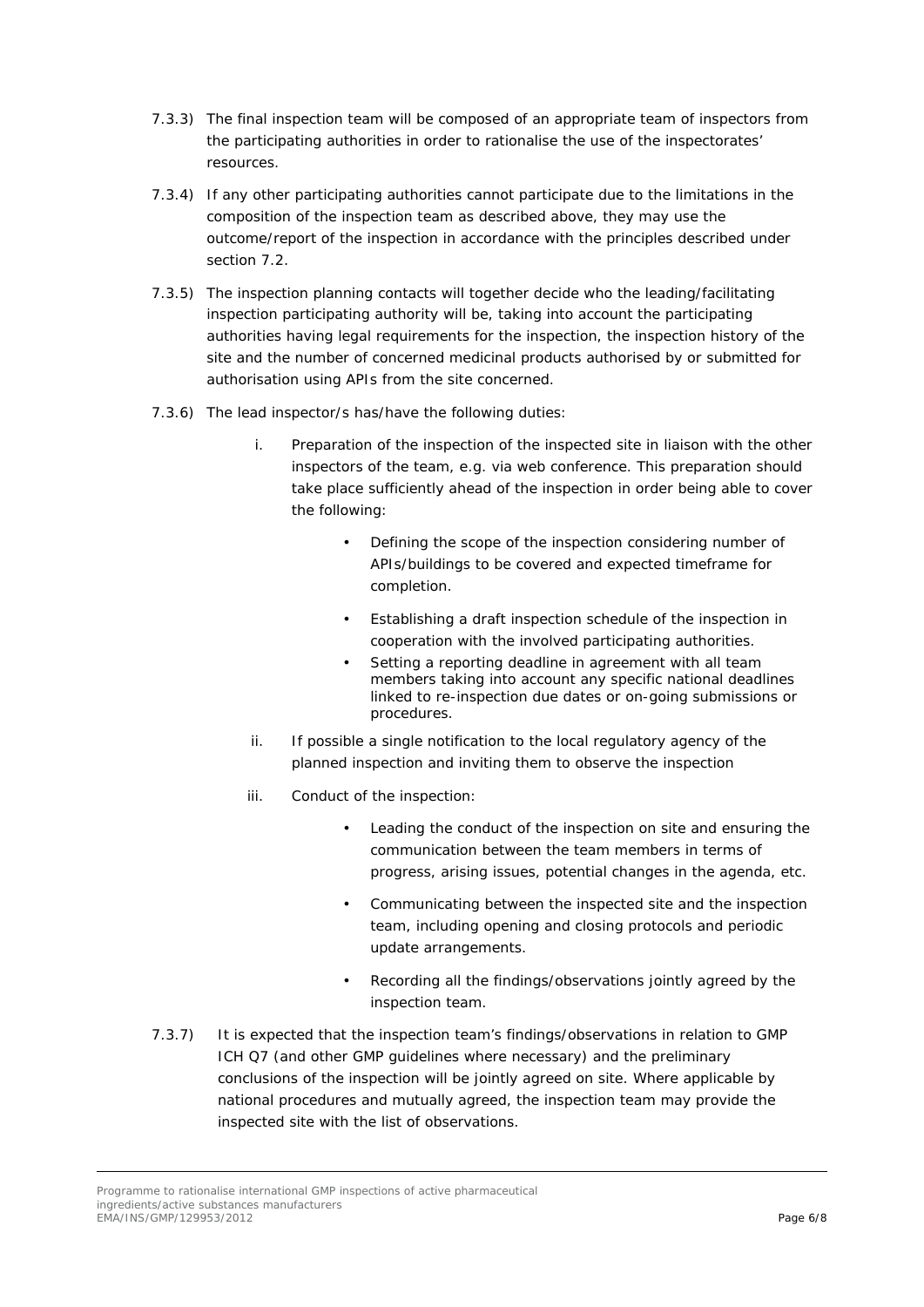7.3.3) The final inspection team will be composed of an appropriate team of inspectors from the participating authorities in order to rationalise the use of the inspectorates' resources.

7.3.4) If any other participating authorities cannot participate due to the limitations in the composition of the inspection team as described above, they may use the outcome/report of the inspection in accordance with the principles described under section 7.2.

7.3.5) The inspection planning contacts will together decide who the leading/facilitating inspection participating authority will be, taking into account the participating authorities having legal requirements for the inspection, the inspection history of the site and the number of concerned medicinal products authorised by or submitted for authorisation using APIs from the site concerned.

7.3.6) The lead inspector/s has/have the following duties:

i. Preparation of the inspection of the inspected site in liaison with the other inspectors of the team, e.g. via web conference. This preparation should take place sufficiently ahead of the inspection in order being able to cover the following:

   - Defining the scope of the inspection considering number of APIs/buildings to be covered and expected timeframe for completion.
   - Establishing a draft inspection schedule of the inspection in cooperation with the involved participating authorities.
   - Setting a reporting deadline in agreement with all team members taking into account any specific national deadlines linked to re-inspection due dates or on-going submissions or procedures.

ii. If possible a single notification to the local regulatory agency of the planned inspection and inviting them to observe the inspection

iii. Conduct of the inspection:

   - Leading the conduct of the inspection on site and ensuring the communication between the team members in terms of progress, arising issues, potential changes in the agenda, etc.
   - Communicating between the inspected site and the inspection team, including opening and closing protocols and periodic update arrangements.
   - Recording all the findings/observations jointly agreed by the inspection team.

7.3.7) It is expected that the inspection team's findings/observations in relation to GMP ICH Q7 (and other GMP guidelines where necessary) and the preliminary conclusions of the inspection will be jointly agreed on site. Where applicable by national procedures and mutually agreed, the inspection team may provide the inspected site with the list of observations.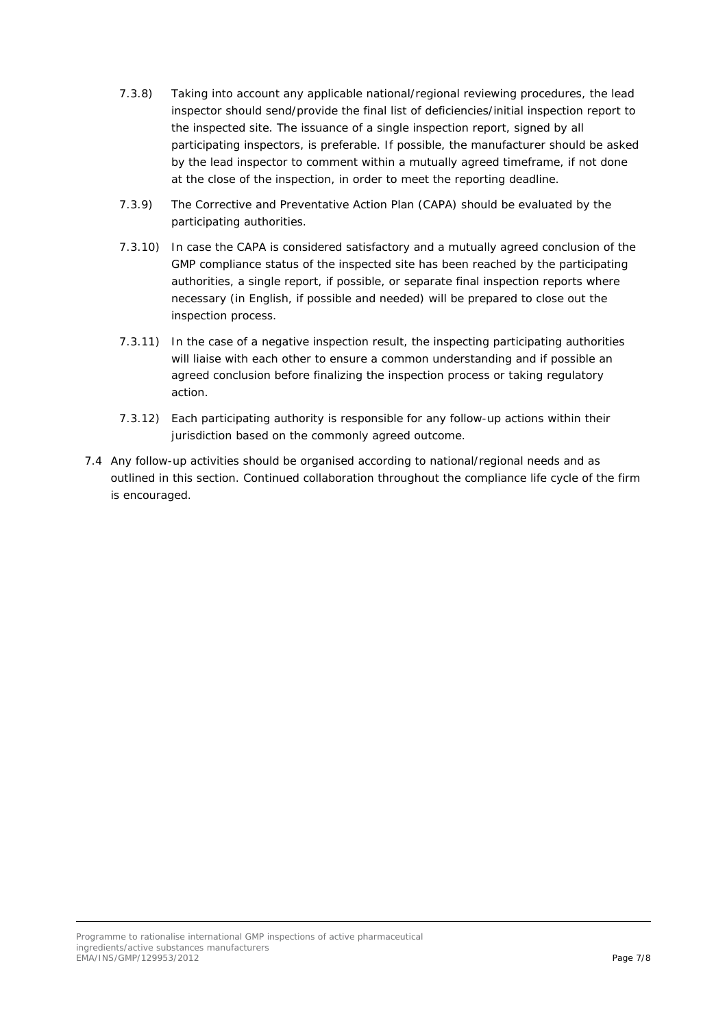7.3.8) Taking into account any applicable national/regional reviewing procedures, the lead inspector should send/provide the final list of deficiencies/initial inspection report to the inspected site. The issuance of a single inspection report, signed by all participating inspectors, is preferable. If possible, the manufacturer should be asked by the lead inspector to comment within a mutually agreed timeframe, if not done at the close of the inspection, in order to meet the reporting deadline.

7.3.9) The Corrective and Preventative Action Plan (CAPA) should be evaluated by the participating authorities.

7.3.10) In case the CAPA is considered satisfactory and a mutually agreed conclusion of the GMP compliance status of the inspected site has been reached by the participating authorities, a single report, if possible, or separate final inspection reports where necessary (in English, if possible and needed) will be prepared to close out the inspection process.

7.3.11) In the case of a negative inspection result, the inspecting participating authorities will liaise with each other to ensure a common understanding and if possible an agreed conclusion before finalizing the inspection process or taking regulatory action.

7.3.12) Each participating authority is responsible for any follow-up actions within their jurisdiction based on the commonly agreed outcome.

7.4 Any follow-up activities should be organised according to national/regional needs and as outlined in this section. Continued collaboration throughout the compliance life cycle of the firm is encouraged.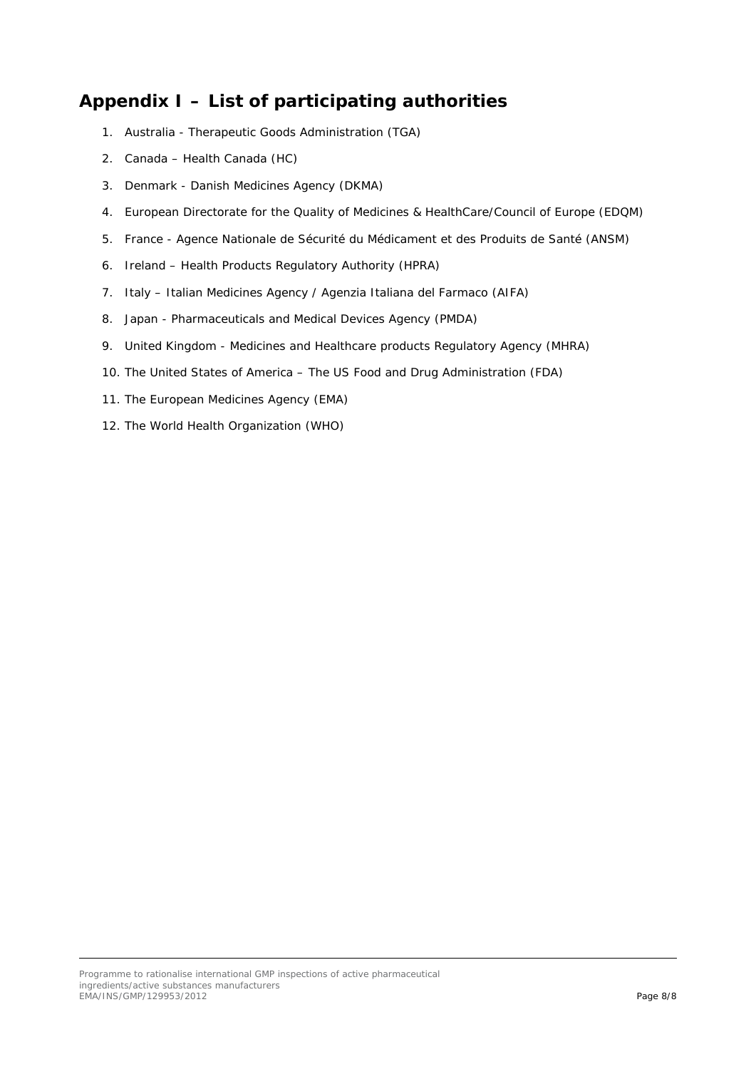## Appendix I – List of participating authorities

1. Australia - Therapeutic Goods Administration (TGA)
2. Canada – Health Canada (HC)
3. Denmark - Danish Medicines Agency (DKMA)
4. European Directorate for the Quality of Medicines & HealthCare/Council of Europe (EDQM)
5. France - Agence Nationale de Sécurité du Médicament et des Produits de Santé (ANSM)
6. Ireland – Health Products Regulatory Authority (HPRA)
7. Italy – Italian Medicines Agency / Agenzia Italiana del Farmaco (AIFA)
8. Japan - Pharmaceuticals and Medical Devices Agency (PMDA)
9. United Kingdom - Medicines and Healthcare products Regulatory Agency (MHRA)
10. The United States of America – The US Food and Drug Administration (FDA)
11. The European Medicines Agency (EMA)
12. The World Health Organization (WHO)